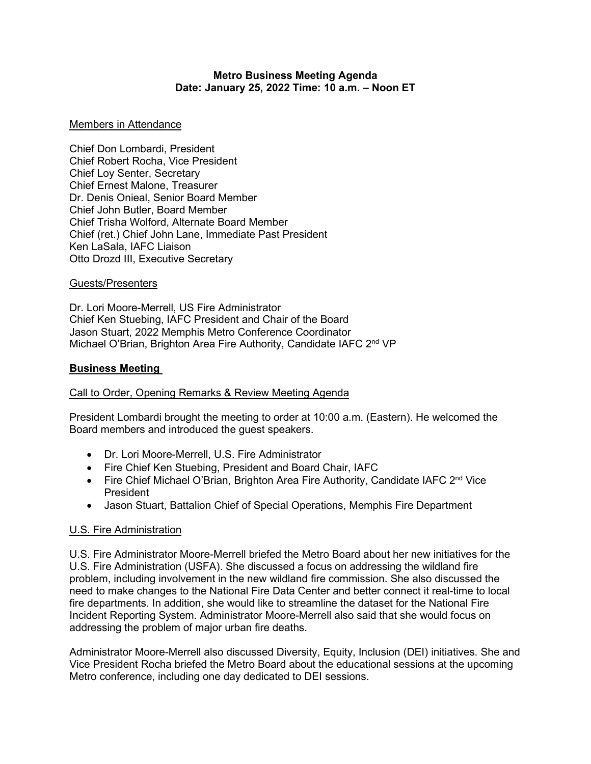**Metro Business Meeting Agenda**
**Date: January 25, 2022 Time: 10 a.m. – Noon ET**

Members in Attendance

Chief Don Lombardi, President
Chief Robert Rocha, Vice President
Chief Loy Senter, Secretary
Chief Ernest Malone, Treasurer
Dr. Denis Onieal, Senior Board Member
Chief John Butler, Board Member
Chief Trisha Wolford, Alternate Board Member
Chief (ret.) Chief John Lane, Immediate Past President
Ken LaSala, IAFC Liaison
Otto Drozd III, Executive Secretary

Guests/Presenters

Dr. Lori Moore-Merrell, US Fire Administrator
Chief Ken Stuebing, IAFC President and Chair of the Board
Jason Stuart, 2022 Memphis Metro Conference Coordinator
Michael O'Brian, Brighton Area Fire Authority, Candidate IAFC 2nd VP

**Business Meeting**

Call to Order, Opening Remarks & Review Meeting Agenda

President Lombardi brought the meeting to order at 10:00 a.m. (Eastern). He welcomed the Board members and introduced the guest speakers.

- Dr. Lori Moore-Merrell, U.S. Fire Administrator
- Fire Chief Ken Stuebing, President and Board Chair, IAFC
- Fire Chief Michael O'Brian, Brighton Area Fire Authority, Candidate IAFC 2nd Vice President
- Jason Stuart, Battalion Chief of Special Operations, Memphis Fire Department

U.S. Fire Administration

U.S. Fire Administrator Moore-Merrell briefed the Metro Board about her new initiatives for the U.S. Fire Administration (USFA). She discussed a focus on addressing the wildland fire problem, including involvement in the new wildland fire commission. She also discussed the need to make changes to the National Fire Data Center and better connect it real-time to local fire departments. In addition, she would like to streamline the dataset for the National Fire Incident Reporting System. Administrator Moore-Merrell also said that she would focus on addressing the problem of major urban fire deaths.

Administrator Moore-Merrell also discussed Diversity, Equity, Inclusion (DEI) initiatives. She and Vice President Rocha briefed the Metro Board about the educational sessions at the upcoming Metro conference, including one day dedicated to DEI sessions.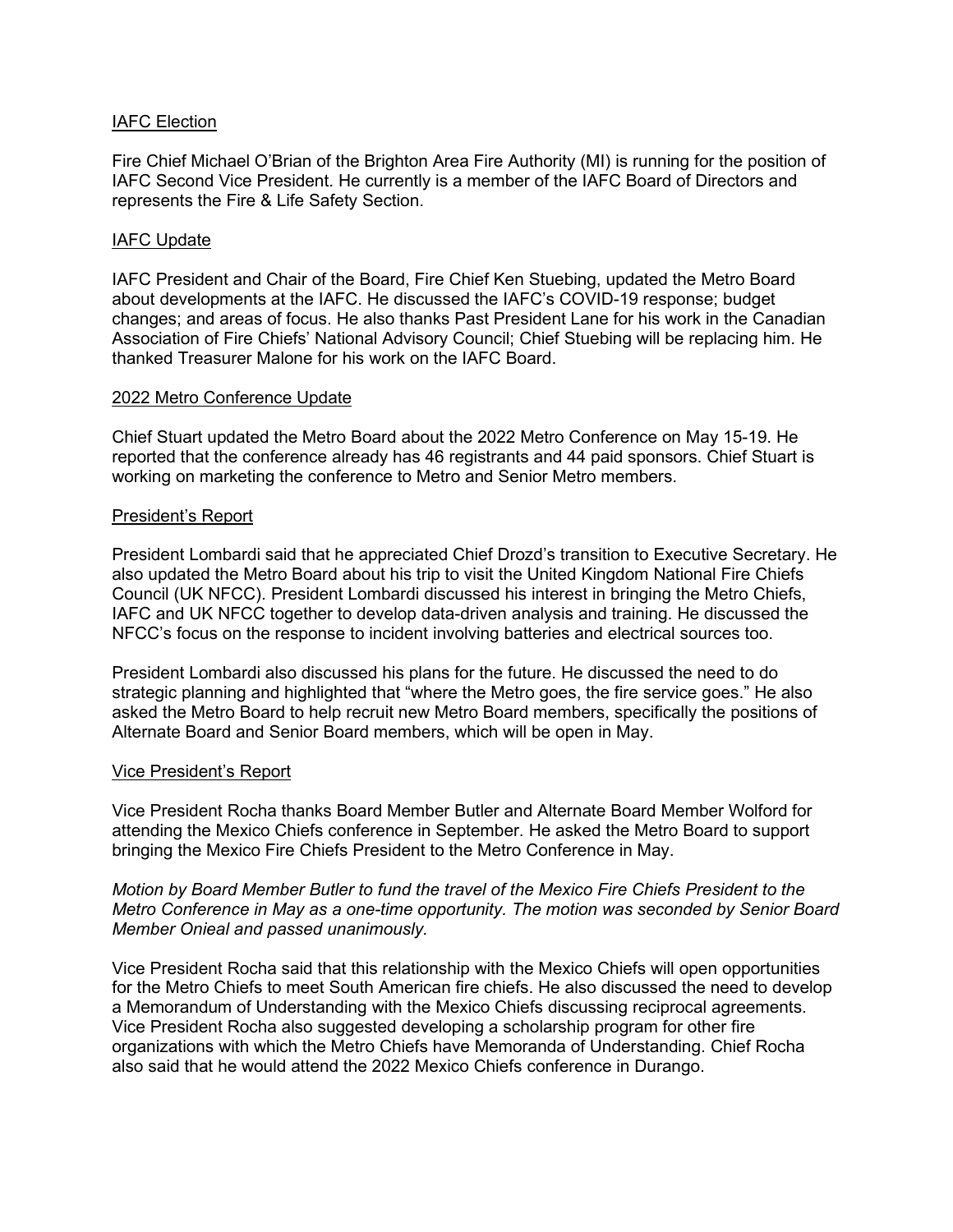<u>IAFC Election</u>

Fire Chief Michael O'Brian of the Brighton Area Fire Authority (MI) is running for the position of IAFC Second Vice President. He currently is a member of the IAFC Board of Directors and represents the Fire & Life Safety Section.

<u>IAFC Update</u>

IAFC President and Chair of the Board, Fire Chief Ken Stuebing, updated the Metro Board about developments at the IAFC. He discussed the IAFC's COVID-19 response; budget changes; and areas of focus. He also thanks Past President Lane for his work in the Canadian Association of Fire Chiefs' National Advisory Council; Chief Stuebing will be replacing him. He thanked Treasurer Malone for his work on the IAFC Board.

<u>2022 Metro Conference Update</u>

Chief Stuart updated the Metro Board about the 2022 Metro Conference on May 15-19. He reported that the conference already has 46 registrants and 44 paid sponsors. Chief Stuart is working on marketing the conference to Metro and Senior Metro members.

<u>President's Report</u>

President Lombardi said that he appreciated Chief Drozd's transition to Executive Secretary. He also updated the Metro Board about his trip to visit the United Kingdom National Fire Chiefs Council (UK NFCC). President Lombardi discussed his interest in bringing the Metro Chiefs, IAFC and UK NFCC together to develop data-driven analysis and training. He discussed the NFCC's focus on the response to incident involving batteries and electrical sources too.

President Lombardi also discussed his plans for the future. He discussed the need to do strategic planning and highlighted that "where the Metro goes, the fire service goes." He also asked the Metro Board to help recruit new Metro Board members, specifically the positions of Alternate Board and Senior Board members, which will be open in May.

<u>Vice President's Report</u>

Vice President Rocha thanks Board Member Butler and Alternate Board Member Wolford for attending the Mexico Chiefs conference in September. He asked the Metro Board to support bringing the Mexico Fire Chiefs President to the Metro Conference in May.

*Motion by Board Member Butler to fund the travel of the Mexico Fire Chiefs President to the Metro Conference in May as a one-time opportunity. The motion was seconded by Senior Board Member Onieal and passed unanimously.*

Vice President Rocha said that this relationship with the Mexico Chiefs will open opportunities for the Metro Chiefs to meet South American fire chiefs. He also discussed the need to develop a Memorandum of Understanding with the Mexico Chiefs discussing reciprocal agreements. Vice President Rocha also suggested developing a scholarship program for other fire organizations with which the Metro Chiefs have Memoranda of Understanding. Chief Rocha also said that he would attend the 2022 Mexico Chiefs conference in Durango.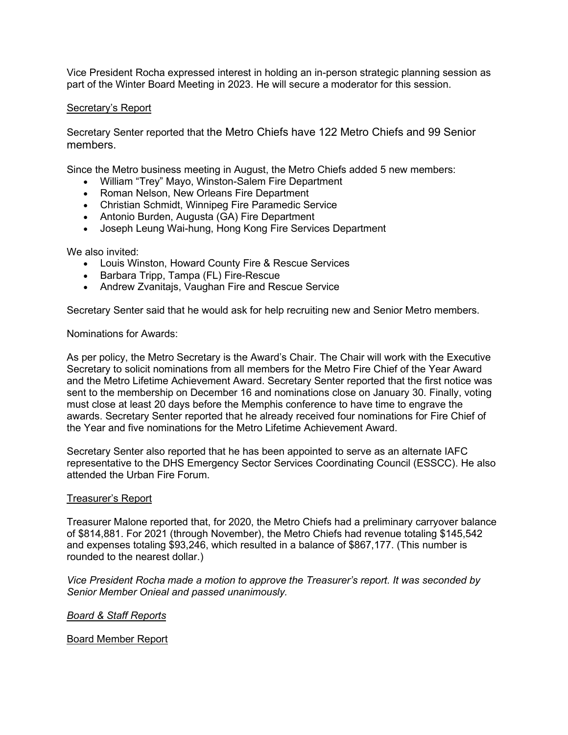Vice President Rocha expressed interest in holding an in-person strategic planning session as part of the Winter Board Meeting in 2023. He will secure a moderator for this session.

<u>Secretary's Report</u>

Secretary Senter reported that the Metro Chiefs have 122 Metro Chiefs and 99 Senior members.

Since the Metro business meeting in August, the Metro Chiefs added 5 new members:

- William "Trey" Mayo, Winston-Salem Fire Department
- Roman Nelson, New Orleans Fire Department
- Christian Schmidt, Winnipeg Fire Paramedic Service
- Antonio Burden, Augusta (GA) Fire Department
- Joseph Leung Wai-hung, Hong Kong Fire Services Department

We also invited:

- Louis Winston, Howard County Fire & Rescue Services
- Barbara Tripp, Tampa (FL) Fire-Rescue
- Andrew Zvanitajs, Vaughan Fire and Rescue Service

Secretary Senter said that he would ask for help recruiting new and Senior Metro members.

Nominations for Awards:

As per policy, the Metro Secretary is the Award's Chair. The Chair will work with the Executive Secretary to solicit nominations from all members for the Metro Fire Chief of the Year Award and the Metro Lifetime Achievement Award. Secretary Senter reported that the first notice was sent to the membership on December 16 and nominations close on January 30. Finally, voting must close at least 20 days before the Memphis conference to have time to engrave the awards. Secretary Senter reported that he already received four nominations for Fire Chief of the Year and five nominations for the Metro Lifetime Achievement Award.

Secretary Senter also reported that he has been appointed to serve as an alternate IAFC representative to the DHS Emergency Sector Services Coordinating Council (ESSCC). He also attended the Urban Fire Forum.

<u>Treasurer's Report</u>

Treasurer Malone reported that, for 2020, the Metro Chiefs had a preliminary carryover balance of $814,881. For 2021 (through November), the Metro Chiefs had revenue totaling $145,542 and expenses totaling $93,246, which resulted in a balance of $867,177. (This number is rounded to the nearest dollar.)

*Vice President Rocha made a motion to approve the Treasurer's report. It was seconded by Senior Member Onieal and passed unanimously.*

*<u>Board & Staff Reports</u>*

<u>Board Member Report</u>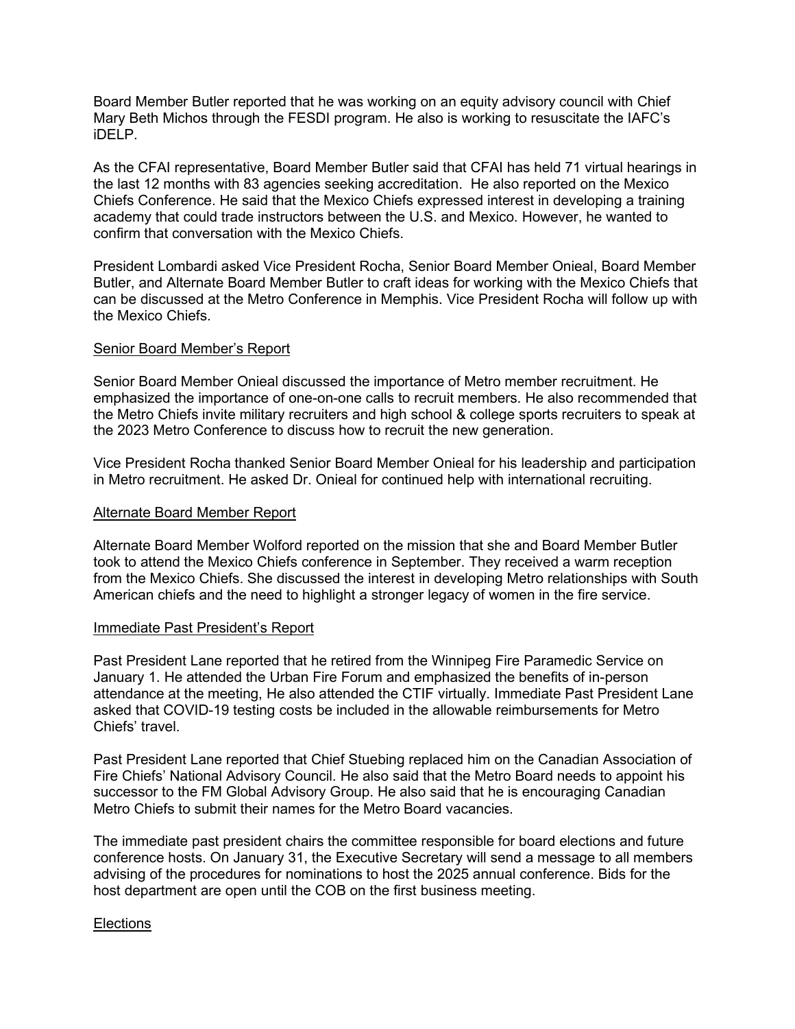Board Member Butler reported that he was working on an equity advisory council with Chief Mary Beth Michos through the FESDI program. He also is working to resuscitate the IAFC's iDELP.

As the CFAI representative, Board Member Butler said that CFAI has held 71 virtual hearings in the last 12 months with 83 agencies seeking accreditation. He also reported on the Mexico Chiefs Conference. He said that the Mexico Chiefs expressed interest in developing a training academy that could trade instructors between the U.S. and Mexico. However, he wanted to confirm that conversation with the Mexico Chiefs.

President Lombardi asked Vice President Rocha, Senior Board Member Onieal, Board Member Butler, and Alternate Board Member Butler to craft ideas for working with the Mexico Chiefs that can be discussed at the Metro Conference in Memphis. Vice President Rocha will follow up with the Mexico Chiefs.

## Senior Board Member's Report

Senior Board Member Onieal discussed the importance of Metro member recruitment. He emphasized the importance of one-on-one calls to recruit members. He also recommended that the Metro Chiefs invite military recruiters and high school & college sports recruiters to speak at the 2023 Metro Conference to discuss how to recruit the new generation.

Vice President Rocha thanked Senior Board Member Onieal for his leadership and participation in Metro recruitment. He asked Dr. Onieal for continued help with international recruiting.

## Alternate Board Member Report

Alternate Board Member Wolford reported on the mission that she and Board Member Butler took to attend the Mexico Chiefs conference in September. They received a warm reception from the Mexico Chiefs. She discussed the interest in developing Metro relationships with South American chiefs and the need to highlight a stronger legacy of women in the fire service.

## Immediate Past President's Report

Past President Lane reported that he retired from the Winnipeg Fire Paramedic Service on January 1. He attended the Urban Fire Forum and emphasized the benefits of in-person attendance at the meeting, He also attended the CTIF virtually. Immediate Past President Lane asked that COVID-19 testing costs be included in the allowable reimbursements for Metro Chiefs' travel.

Past President Lane reported that Chief Stuebing replaced him on the Canadian Association of Fire Chiefs' National Advisory Council. He also said that the Metro Board needs to appoint his successor to the FM Global Advisory Group. He also said that he is encouraging Canadian Metro Chiefs to submit their names for the Metro Board vacancies.

The immediate past president chairs the committee responsible for board elections and future conference hosts. On January 31, the Executive Secretary will send a message to all members advising of the procedures for nominations to host the 2025 annual conference. Bids for the host department are open until the COB on the first business meeting.

## Elections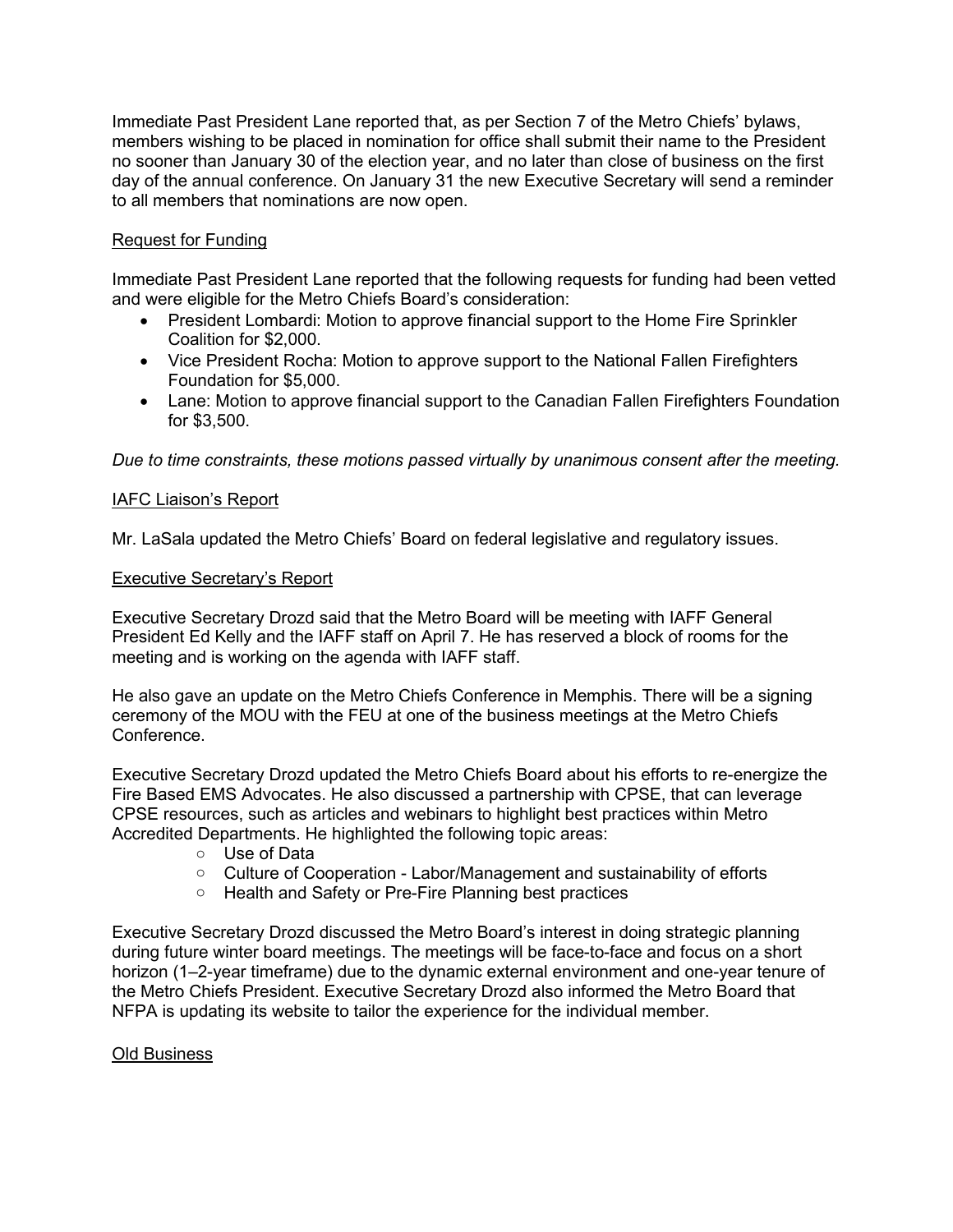Immediate Past President Lane reported that, as per Section 7 of the Metro Chiefs' bylaws, members wishing to be placed in nomination for office shall submit their name to the President no sooner than January 30 of the election year, and no later than close of business on the first day of the annual conference. On January 31 the new Executive Secretary will send a reminder to all members that nominations are now open.

<u>Request for Funding</u>

Immediate Past President Lane reported that the following requests for funding had been vetted and were eligible for the Metro Chiefs Board's consideration:

- President Lombardi: Motion to approve financial support to the Home Fire Sprinkler Coalition for $2,000.
- Vice President Rocha: Motion to approve support to the National Fallen Firefighters Foundation for $5,000.
- Lane: Motion to approve financial support to the Canadian Fallen Firefighters Foundation for $3,500.

*Due to time constraints, these motions passed virtually by unanimous consent after the meeting.*

<u>IAFC Liaison's Report</u>

Mr. LaSala updated the Metro Chiefs' Board on federal legislative and regulatory issues.

<u>Executive Secretary's Report</u>

Executive Secretary Drozd said that the Metro Board will be meeting with IAFF General President Ed Kelly and the IAFF staff on April 7. He has reserved a block of rooms for the meeting and is working on the agenda with IAFF staff.

He also gave an update on the Metro Chiefs Conference in Memphis. There will be a signing ceremony of the MOU with the FEU at one of the business meetings at the Metro Chiefs Conference.

Executive Secretary Drozd updated the Metro Chiefs Board about his efforts to re-energize the Fire Based EMS Advocates. He also discussed a partnership with CPSE, that can leverage CPSE resources, such as articles and webinars to highlight best practices within Metro Accredited Departments. He highlighted the following topic areas:

- Use of Data
- Culture of Cooperation - Labor/Management and sustainability of efforts
- Health and Safety or Pre-Fire Planning best practices

Executive Secretary Drozd discussed the Metro Board's interest in doing strategic planning during future winter board meetings. The meetings will be face-to-face and focus on a short horizon (1–2-year timeframe) due to the dynamic external environment and one-year tenure of the Metro Chiefs President. Executive Secretary Drozd also informed the Metro Board that NFPA is updating its website to tailor the experience for the individual member.

<u>Old Business</u>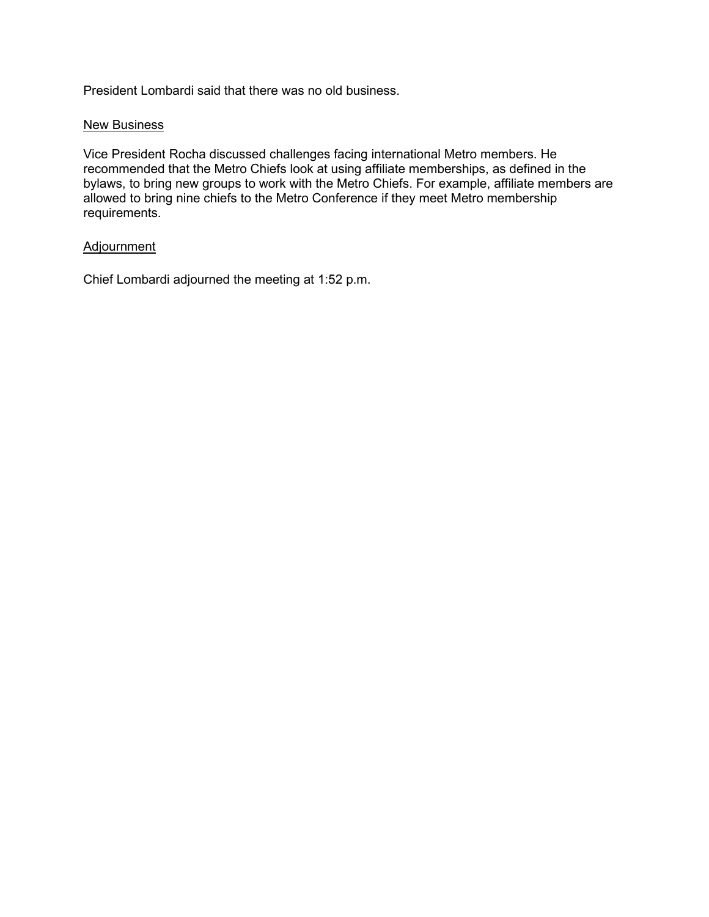President Lombardi said that there was no old business.

New Business

Vice President Rocha discussed challenges facing international Metro members. He recommended that the Metro Chiefs look at using affiliate memberships, as defined in the bylaws, to bring new groups to work with the Metro Chiefs. For example, affiliate members are allowed to bring nine chiefs to the Metro Conference if they meet Metro membership requirements.

Adjournment

Chief Lombardi adjourned the meeting at 1:52 p.m.